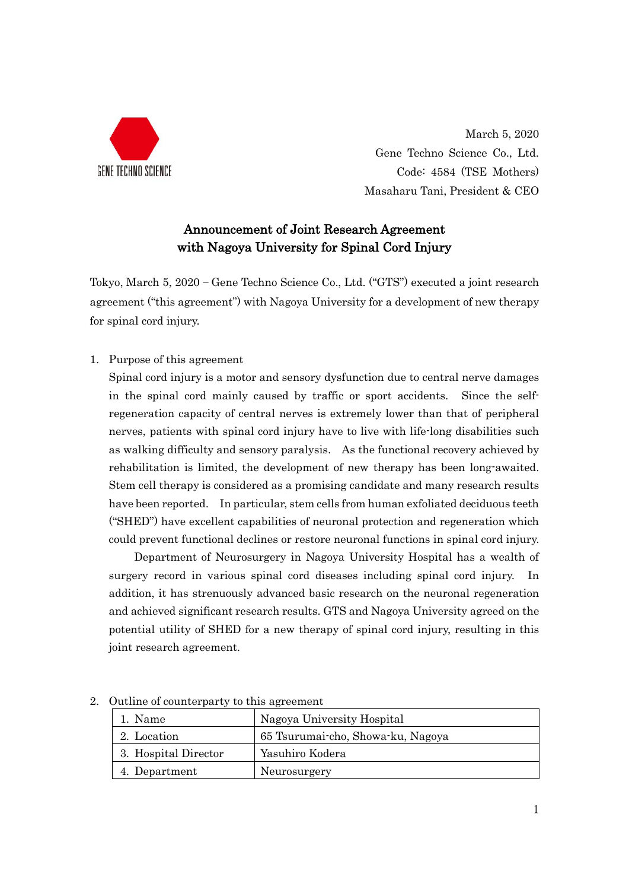GENE TECHNO SCIENCE

March 5, 2020
Gene Techno Science Co., Ltd.
Code: 4584 (TSE Mothers)
Masaharu Tani, President & CEO

# Announcement of Joint Research Agreement with Nagoya University for Spinal Cord Injury

Tokyo, March 5, 2020 – Gene Techno Science Co., Ltd. ("GTS") executed a joint research agreement ("this agreement") with Nagoya University for a development of new therapy for spinal cord injury.

1. Purpose of this agreement

   Spinal cord injury is a motor and sensory dysfunction due to central nerve damages in the spinal cord mainly caused by traffic or sport accidents. Since the self-regeneration capacity of central nerves is extremely lower than that of peripheral nerves, patients with spinal cord injury have to live with life-long disabilities such as walking difficulty and sensory paralysis. As the functional recovery achieved by rehabilitation is limited, the development of new therapy has been long-awaited. Stem cell therapy is considered as a promising candidate and many research results have been reported. In particular, stem cells from human exfoliated deciduous teeth ("SHED") have excellent capabilities of neuronal protection and regeneration which could prevent functional declines or restore neuronal functions in spinal cord injury.

   Department of Neurosurgery in Nagoya University Hospital has a wealth of surgery record in various spinal cord diseases including spinal cord injury. In addition, it has strenuously advanced basic research on the neuronal regeneration and achieved significant research results. GTS and Nagoya University agreed on the potential utility of SHED for a new therapy of spinal cord injury, resulting in this joint research agreement.

2. Outline of counterparty to this agreement

| 1. Name | Nagoya University Hospital |
|---|---|
| 2. Location | 65 Tsurumai-cho, Showa-ku, Nagoya |
| 3. Hospital Director | Yasuhiro Kodera |
| 4. Department | Neurosurgery |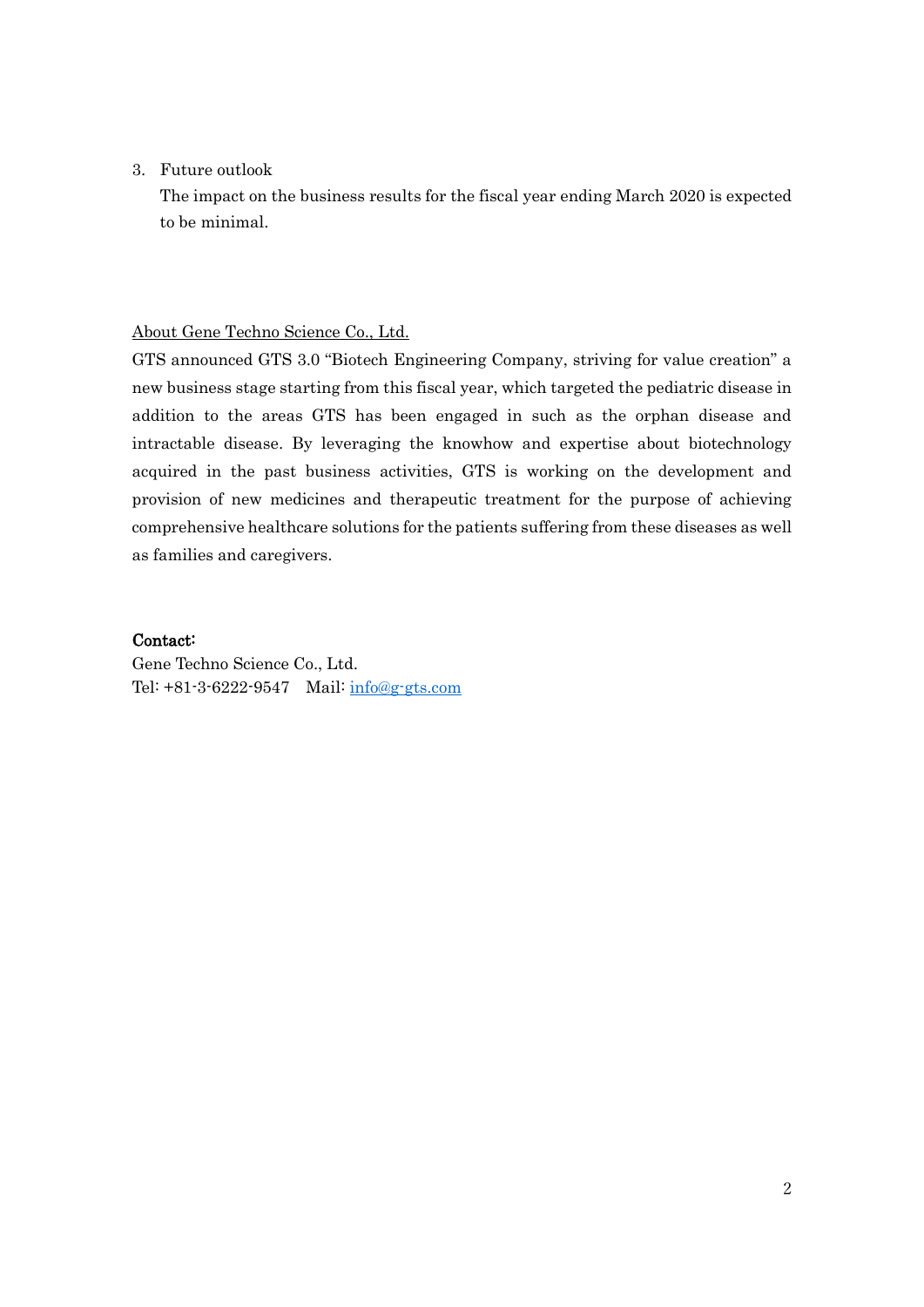3. Future outlook
   The impact on the business results for the fiscal year ending March 2020 is expected to be minimal.

<u>About Gene Techno Science Co., Ltd.</u>

GTS announced GTS 3.0 "Biotech Engineering Company, striving for value creation" a new business stage starting from this fiscal year, which targeted the pediatric disease in addition to the areas GTS has been engaged in such as the orphan disease and intractable disease. By leveraging the knowhow and expertise about biotechnology acquired in the past business activities, GTS is working on the development and provision of new medicines and therapeutic treatment for the purpose of achieving comprehensive healthcare solutions for the patients suffering from these diseases as well as families and caregivers.

**Contact:**

Gene Techno Science Co., Ltd.

Tel: +81-3-6222-9547 Mail: info@g-gts.com